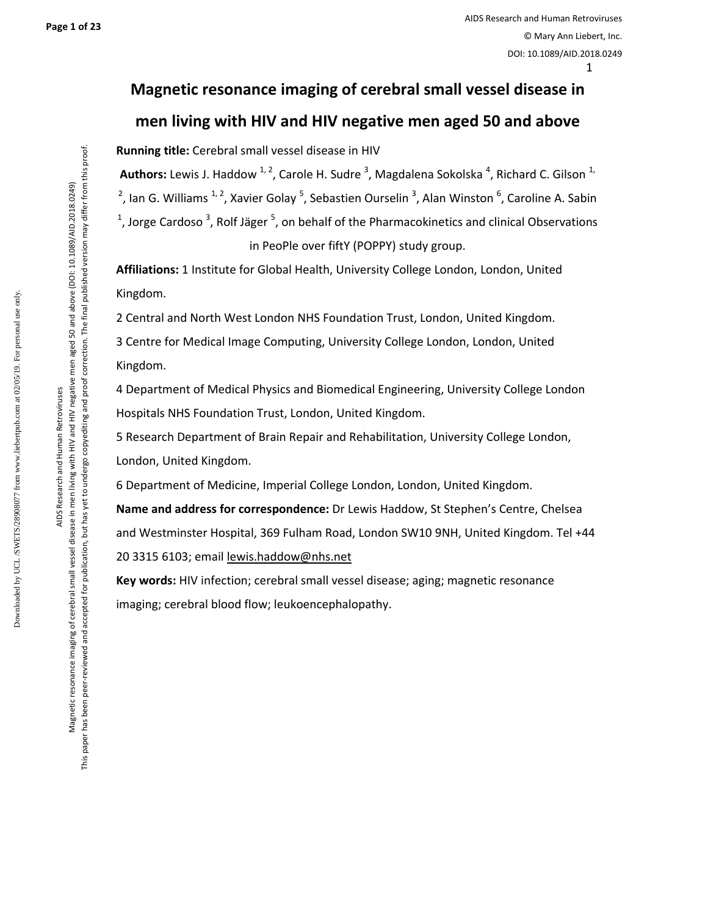# Magnetic resonance imaging of cerebral small vessel disease in men living with HIV and HIV negative men aged 50 and above

**Running title:** Cerebral small vessel disease in HIV

**Authors:** Lewis J. Haddow [1,2], Carole H. Sudre [3], Magdalena Sokolska [4], Richard C. Gilson [1,2], Ian G. Williams [1,2], Xavier Golay [5], Sebastien Ourselin [3], Alan Winston [6], Caroline A. Sabin [1], Jorge Cardoso [3], Rolf Jäger [5], on behalf of the Pharmacokinetics and clinical Observations in PeoPle over fiftY (POPPY) study group.

**Affiliations:** 1 Institute for Global Health, University College London, London, United Kingdom.

2 Central and North West London NHS Foundation Trust, London, United Kingdom.

3 Centre for Medical Image Computing, University College London, London, United Kingdom.

4 Department of Medical Physics and Biomedical Engineering, University College London Hospitals NHS Foundation Trust, London, United Kingdom.

5 Research Department of Brain Repair and Rehabilitation, University College London, London, United Kingdom.

6 Department of Medicine, Imperial College London, London, United Kingdom.

**Name and address for correspondence:** Dr Lewis Haddow, St Stephen's Centre, Chelsea and Westminster Hospital, 369 Fulham Road, London SW10 9NH, United Kingdom. Tel +44 20 3315 6103; email lewis.haddow@nhs.net

**Key words:** HIV infection; cerebral small vessel disease; aging; magnetic resonance imaging; cerebral blood flow; leukoencephalopathy.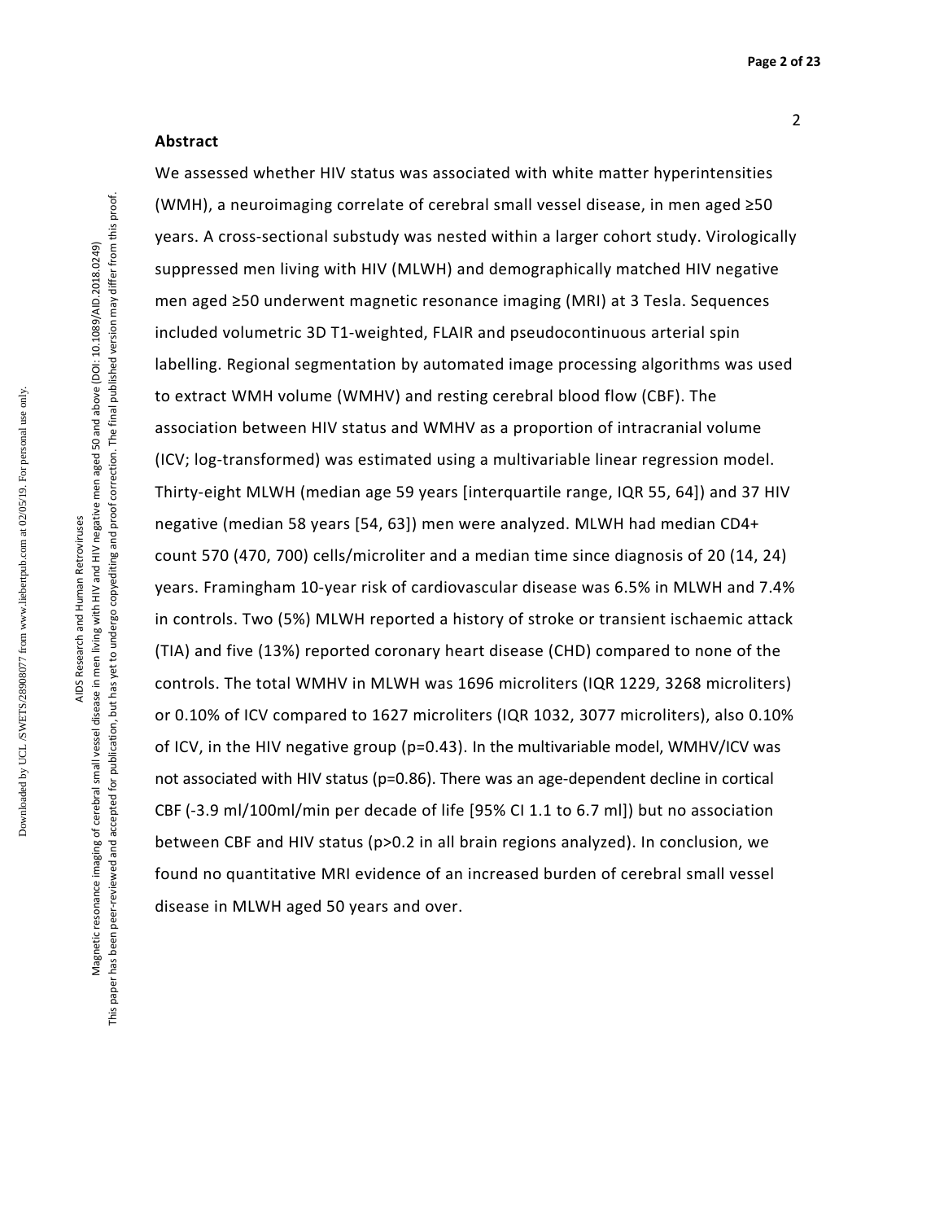## Abstract

We assessed whether HIV status was associated with white matter hyperintensities (WMH), a neuroimaging correlate of cerebral small vessel disease, in men aged ≥50 years. A cross-sectional substudy was nested within a larger cohort study. Virologically suppressed men living with HIV (MLWH) and demographically matched HIV negative men aged ≥50 underwent magnetic resonance imaging (MRI) at 3 Tesla. Sequences included volumetric 3D T1-weighted, FLAIR and pseudocontinuous arterial spin labelling. Regional segmentation by automated image processing algorithms was used to extract WMH volume (WMHV) and resting cerebral blood flow (CBF). The association between HIV status and WMHV as a proportion of intracranial volume (ICV; log-transformed) was estimated using a multivariable linear regression model. Thirty-eight MLWH (median age 59 years [interquartile range, IQR 55, 64]) and 37 HIV negative (median 58 years [54, 63]) men were analyzed. MLWH had median CD4+ count 570 (470, 700) cells/microliter and a median time since diagnosis of 20 (14, 24) years. Framingham 10-year risk of cardiovascular disease was 6.5% in MLWH and 7.4% in controls. Two (5%) MLWH reported a history of stroke or transient ischaemic attack (TIA) and five (13%) reported coronary heart disease (CHD) compared to none of the controls. The total WMHV in MLWH was 1696 microliters (IQR 1229, 3268 microliters) or 0.10% of ICV compared to 1627 microliters (IQR 1032, 3077 microliters), also 0.10% of ICV, in the HIV negative group ($p=0.43$). In the multivariable model, WMHV/ICV was not associated with HIV status ($p=0.86$). There was an age-dependent decline in cortical CBF (-3.9 ml/100ml/min per decade of life [95% CI 1.1 to 6.7 ml]) but no association between CBF and HIV status ($p>0.2$ in all brain regions analyzed). In conclusion, we found no quantitative MRI evidence of an increased burden of cerebral small vessel disease in MLWH aged 50 years and over.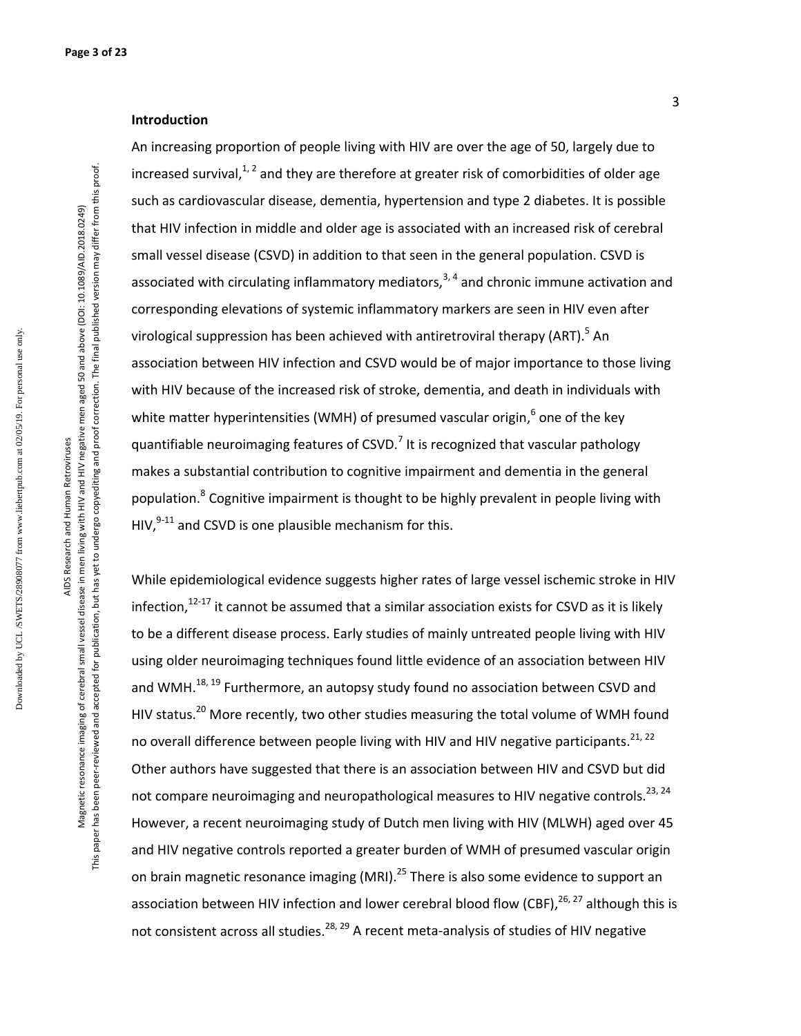## Introduction

An increasing proportion of people living with HIV are over the age of 50, largely due to increased survival,[1, 2] and they are therefore at greater risk of comorbidities of older age such as cardiovascular disease, dementia, hypertension and type 2 diabetes. It is possible that HIV infection in middle and older age is associated with an increased risk of cerebral small vessel disease (CSVD) in addition to that seen in the general population. CSVD is associated with circulating inflammatory mediators,[3, 4] and chronic immune activation and corresponding elevations of systemic inflammatory markers are seen in HIV even after virological suppression has been achieved with antiretroviral therapy (ART).[5] An association between HIV infection and CSVD would be of major importance to those living with HIV because of the increased risk of stroke, dementia, and death in individuals with white matter hyperintensities (WMH) of presumed vascular origin,[6] one of the key quantifiable neuroimaging features of CSVD.[7] It is recognized that vascular pathology makes a substantial contribution to cognitive impairment and dementia in the general population.[8] Cognitive impairment is thought to be highly prevalent in people living with HIV,[9-11] and CSVD is one plausible mechanism for this.

While epidemiological evidence suggests higher rates of large vessel ischemic stroke in HIV infection,[12-17] it cannot be assumed that a similar association exists for CSVD as it is likely to be a different disease process. Early studies of mainly untreated people living with HIV using older neuroimaging techniques found little evidence of an association between HIV and WMH.[18, 19] Furthermore, an autopsy study found no association between CSVD and HIV status.[20] More recently, two other studies measuring the total volume of WMH found no overall difference between people living with HIV and HIV negative participants.[21, 22] Other authors have suggested that there is an association between HIV and CSVD but did not compare neuroimaging and neuropathological measures to HIV negative controls.[23, 24] However, a recent neuroimaging study of Dutch men living with HIV (MLWH) aged over 45 and HIV negative controls reported a greater burden of WMH of presumed vascular origin on brain magnetic resonance imaging (MRI).[25] There is also some evidence to support an association between HIV infection and lower cerebral blood flow (CBF),[26, 27] although this is not consistent across all studies.[28, 29] A recent meta-analysis of studies of HIV negative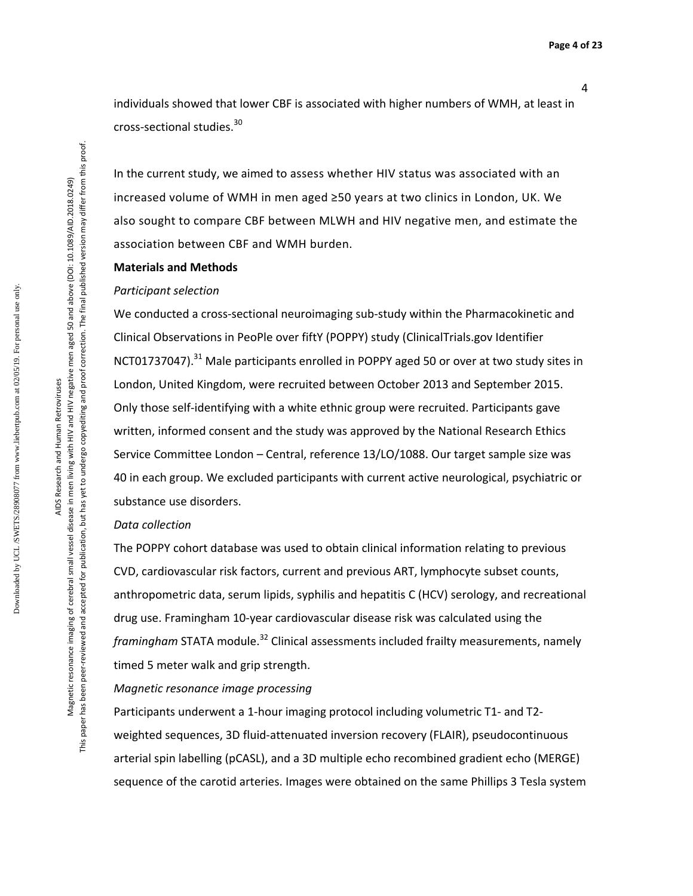individuals showed that lower CBF is associated with higher numbers of WMH, at least in cross-sectional studies.[30]

In the current study, we aimed to assess whether HIV status was associated with an increased volume of WMH in men aged ≥50 years at two clinics in London, UK. We also sought to compare CBF between MLWH and HIV negative men, and estimate the association between CBF and WMH burden.

## Materials and Methods

### *Participant selection*

We conducted a cross-sectional neuroimaging sub-study within the Pharmacokinetic and Clinical Observations in PeoPle over fiftY (POPPY) study (ClinicalTrials.gov Identifier NCT01737047).[31] Male participants enrolled in POPPY aged 50 or over at two study sites in London, United Kingdom, were recruited between October 2013 and September 2015. Only those self-identifying with a white ethnic group were recruited. Participants gave written, informed consent and the study was approved by the National Research Ethics Service Committee London – Central, reference 13/LO/1088. Our target sample size was 40 in each group. We excluded participants with current active neurological, psychiatric or substance use disorders.

### *Data collection*

The POPPY cohort database was used to obtain clinical information relating to previous CVD, cardiovascular risk factors, current and previous ART, lymphocyte subset counts, anthropometric data, serum lipids, syphilis and hepatitis C (HCV) serology, and recreational drug use. Framingham 10-year cardiovascular disease risk was calculated using the *framingham* STATA module.[32] Clinical assessments included frailty measurements, namely timed 5 meter walk and grip strength.

### *Magnetic resonance image processing*

Participants underwent a 1-hour imaging protocol including volumetric T1- and T2-weighted sequences, 3D fluid-attenuated inversion recovery (FLAIR), pseudocontinuous arterial spin labelling (pCASL), and a 3D multiple echo recombined gradient echo (MERGE) sequence of the carotid arteries. Images were obtained on the same Phillips 3 Tesla system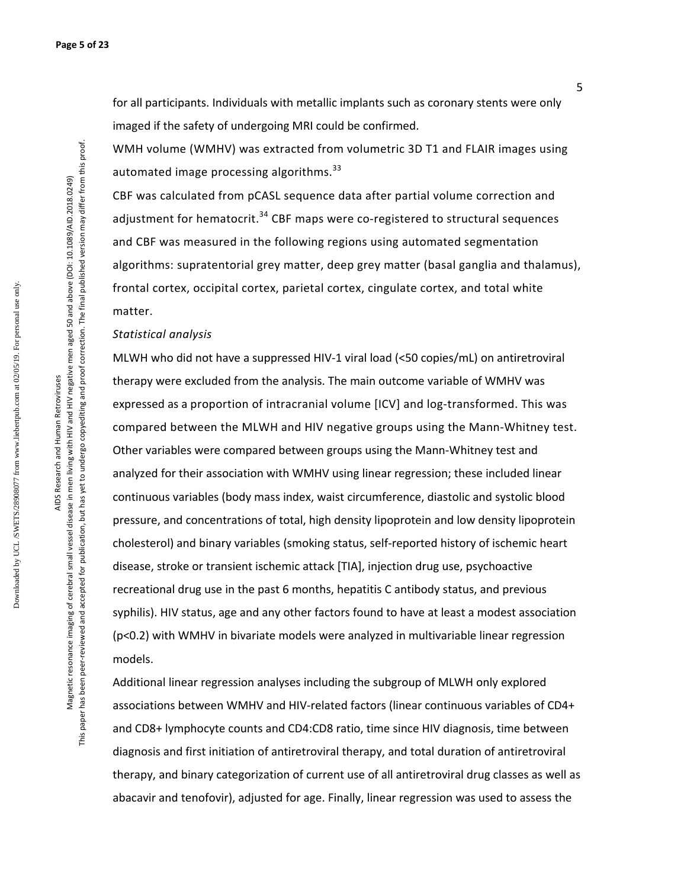for all participants. Individuals with metallic implants such as coronary stents were only imaged if the safety of undergoing MRI could be confirmed.

WMH volume (WMHV) was extracted from volumetric 3D T1 and FLAIR images using automated image processing algorithms.[33]

CBF was calculated from pCASL sequence data after partial volume correction and adjustment for hematocrit.[34] CBF maps were co-registered to structural sequences and CBF was measured in the following regions using automated segmentation algorithms: supratentorial grey matter, deep grey matter (basal ganglia and thalamus), frontal cortex, occipital cortex, parietal cortex, cingulate cortex, and total white matter.

*Statistical analysis*

MLWH who did not have a suppressed HIV-1 viral load (<50 copies/mL) on antiretroviral therapy were excluded from the analysis. The main outcome variable of WMHV was expressed as a proportion of intracranial volume [ICV] and log-transformed. This was compared between the MLWH and HIV negative groups using the Mann-Whitney test. Other variables were compared between groups using the Mann-Whitney test and analyzed for their association with WMHV using linear regression; these included linear continuous variables (body mass index, waist circumference, diastolic and systolic blood pressure, and concentrations of total, high density lipoprotein and low density lipoprotein cholesterol) and binary variables (smoking status, self-reported history of ischemic heart disease, stroke or transient ischemic attack [TIA], injection drug use, psychoactive recreational drug use in the past 6 months, hepatitis C antibody status, and previous syphilis). HIV status, age and any other factors found to have at least a modest association ($p<0.2$) with WMHV in bivariate models were analyzed in multivariable linear regression models.

Additional linear regression analyses including the subgroup of MLWH only explored associations between WMHV and HIV-related factors (linear continuous variables of CD4+ and CD8+ lymphocyte counts and CD4:CD8 ratio, time since HIV diagnosis, time between diagnosis and first initiation of antiretroviral therapy, and total duration of antiretroviral therapy, and binary categorization of current use of all antiretroviral drug classes as well as abacavir and tenofovir), adjusted for age. Finally, linear regression was used to assess the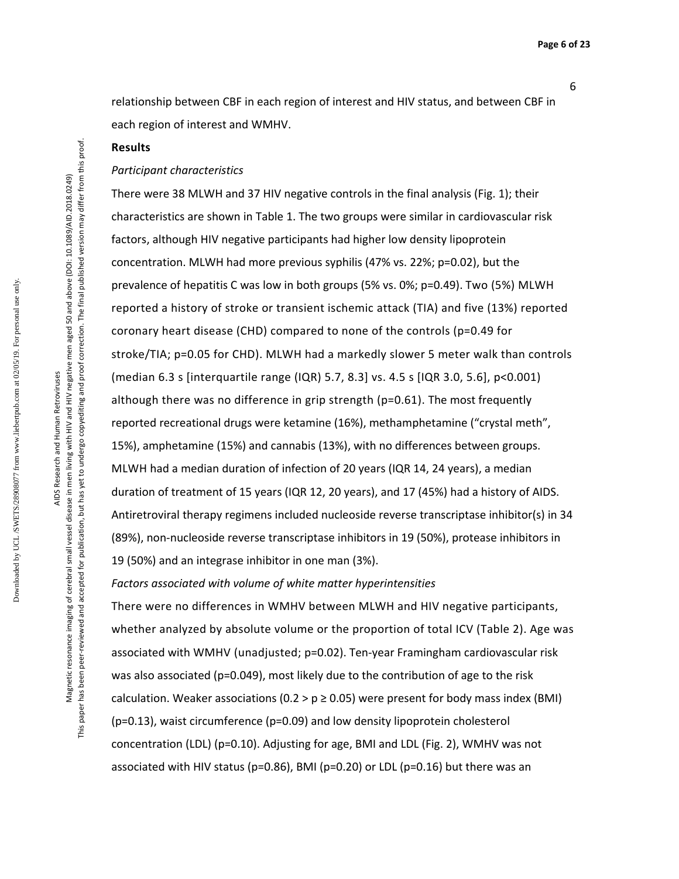relationship between CBF in each region of interest and HIV status, and between CBF in each region of interest and WMHV.

## Results

### *Participant characteristics*

There were 38 MLWH and 37 HIV negative controls in the final analysis (Fig. 1); their characteristics are shown in Table 1. The two groups were similar in cardiovascular risk factors, although HIV negative participants had higher low density lipoprotein concentration. MLWH had more previous syphilis (47% vs. 22%; p=0.02), but the prevalence of hepatitis C was low in both groups (5% vs. 0%; p=0.49). Two (5%) MLWH reported a history of stroke or transient ischemic attack (TIA) and five (13%) reported coronary heart disease (CHD) compared to none of the controls (p=0.49 for stroke/TIA; p=0.05 for CHD). MLWH had a markedly slower 5 meter walk than controls (median 6.3 s [interquartile range (IQR) 5.7, 8.3] vs. 4.5 s [IQR 3.0, 5.6], p<0.001) although there was no difference in grip strength (p=0.61). The most frequently reported recreational drugs were ketamine (16%), methamphetamine ("crystal meth", 15%), amphetamine (15%) and cannabis (13%), with no differences between groups. MLWH had a median duration of infection of 20 years (IQR 14, 24 years), a median duration of treatment of 15 years (IQR 12, 20 years), and 17 (45%) had a history of AIDS. Antiretroviral therapy regimens included nucleoside reverse transcriptase inhibitor(s) in 34 (89%), non-nucleoside reverse transcriptase inhibitors in 19 (50%), protease inhibitors in 19 (50%) and an integrase inhibitor in one man (3%).

### *Factors associated with volume of white matter hyperintensities*

There were no differences in WMHV between MLWH and HIV negative participants, whether analyzed by absolute volume or the proportion of total ICV (Table 2). Age was associated with WMHV (unadjusted; p=0.02). Ten-year Framingham cardiovascular risk was also associated (p=0.049), most likely due to the contribution of age to the risk calculation. Weaker associations ($0.2 > p \geq 0.05$) were present for body mass index (BMI) (p=0.13), waist circumference (p=0.09) and low density lipoprotein cholesterol concentration (LDL) (p=0.10). Adjusting for age, BMI and LDL (Fig. 2), WMHV was not associated with HIV status (p=0.86), BMI (p=0.20) or LDL (p=0.16) but there was an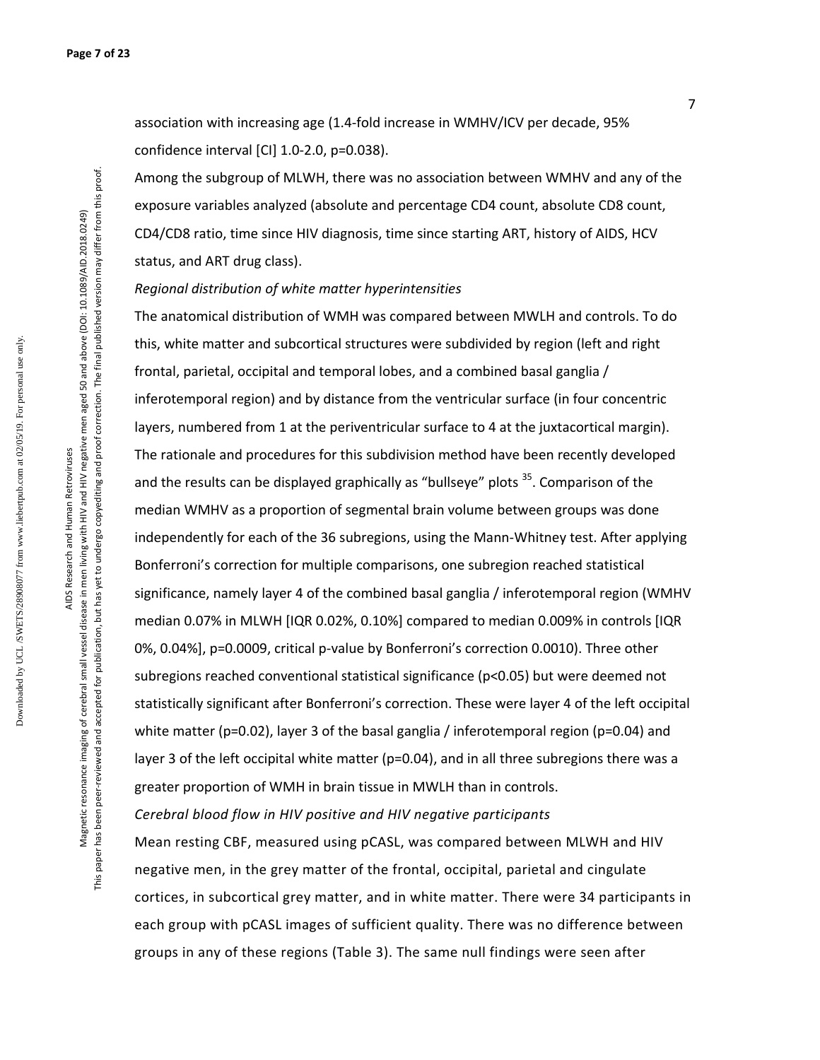association with increasing age (1.4-fold increase in WMHV/ICV per decade, 95% confidence interval [CI] 1.0-2.0, p=0.038).

Among the subgroup of MLWH, there was no association between WMHV and any of the exposure variables analyzed (absolute and percentage CD4 count, absolute CD8 count, CD4/CD8 ratio, time since HIV diagnosis, time since starting ART, history of AIDS, HCV status, and ART drug class).

*Regional distribution of white matter hyperintensities*

The anatomical distribution of WMH was compared between MWLH and controls. To do this, white matter and subcortical structures were subdivided by region (left and right frontal, parietal, occipital and temporal lobes, and a combined basal ganglia / inferotemporal region) and by distance from the ventricular surface (in four concentric layers, numbered from 1 at the periventricular surface to 4 at the juxtacortical margin). The rationale and procedures for this subdivision method have been recently developed and the results can be displayed graphically as "bullseye" plots [35]. Comparison of the median WMHV as a proportion of segmental brain volume between groups was done independently for each of the 36 subregions, using the Mann-Whitney test. After applying Bonferroni's correction for multiple comparisons, one subregion reached statistical significance, namely layer 4 of the combined basal ganglia / inferotemporal region (WMHV median 0.07% in MLWH [IQR 0.02%, 0.10%] compared to median 0.009% in controls [IQR 0%, 0.04%], p=0.0009, critical p-value by Bonferroni's correction 0.0010). Three other subregions reached conventional statistical significance (p<0.05) but were deemed not statistically significant after Bonferroni's correction. These were layer 4 of the left occipital white matter (p=0.02), layer 3 of the basal ganglia / inferotemporal region (p=0.04) and layer 3 of the left occipital white matter (p=0.04), and in all three subregions there was a greater proportion of WMH in brain tissue in MWLH than in controls.

*Cerebral blood flow in HIV positive and HIV negative participants*

Mean resting CBF, measured using pCASL, was compared between MLWH and HIV negative men, in the grey matter of the frontal, occipital, parietal and cingulate cortices, in subcortical grey matter, and in white matter. There were 34 participants in each group with pCASL images of sufficient quality. There was no difference between groups in any of these regions (Table 3). The same null findings were seen after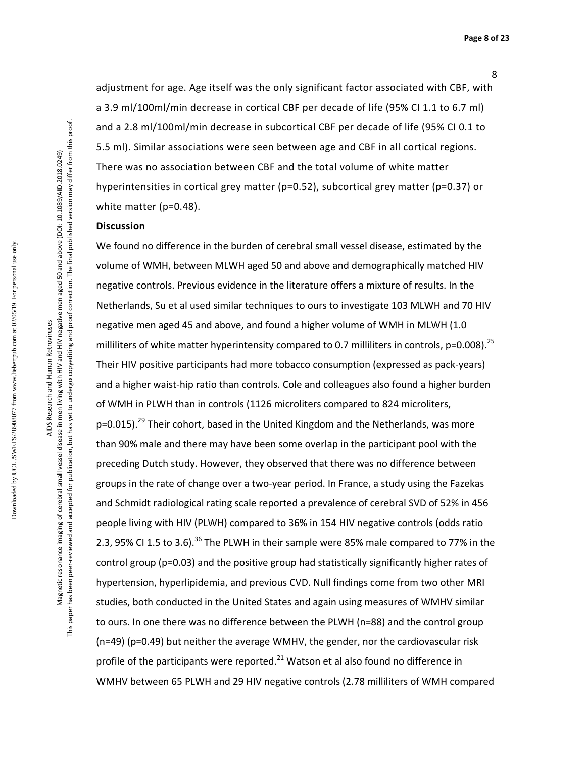adjustment for age. Age itself was the only significant factor associated with CBF, with a 3.9 ml/100ml/min decrease in cortical CBF per decade of life (95% CI 1.1 to 6.7 ml) and a 2.8 ml/100ml/min decrease in subcortical CBF per decade of life (95% CI 0.1 to 5.5 ml). Similar associations were seen between age and CBF in all cortical regions. There was no association between CBF and the total volume of white matter hyperintensities in cortical grey matter (p=0.52), subcortical grey matter (p=0.37) or white matter (p=0.48).

**Discussion**

We found no difference in the burden of cerebral small vessel disease, estimated by the volume of WMH, between MLWH aged 50 and above and demographically matched HIV negative controls. Previous evidence in the literature offers a mixture of results. In the Netherlands, Su et al used similar techniques to ours to investigate 103 MLWH and 70 HIV negative men aged 45 and above, and found a higher volume of WMH in MLWH (1.0 milliliters of white matter hyperintensity compared to 0.7 milliliters in controls, p=0.008).[25] Their HIV positive participants had more tobacco consumption (expressed as pack-years) and a higher waist-hip ratio than controls. Cole and colleagues also found a higher burden of WMH in PLWH than in controls (1126 microliters compared to 824 microliters, p=0.015).[29] Their cohort, based in the United Kingdom and the Netherlands, was more than 90% male and there may have been some overlap in the participant pool with the preceding Dutch study. However, they observed that there was no difference between groups in the rate of change over a two-year period. In France, a study using the Fazekas and Schmidt radiological rating scale reported a prevalence of cerebral SVD of 52% in 456 people living with HIV (PLWH) compared to 36% in 154 HIV negative controls (odds ratio 2.3, 95% CI 1.5 to 3.6).[36] The PLWH in their sample were 85% male compared to 77% in the control group (p=0.03) and the positive group had statistically significantly higher rates of hypertension, hyperlipidemia, and previous CVD. Null findings come from two other MRI studies, both conducted in the United States and again using measures of WMHV similar to ours. In one there was no difference between the PLWH (n=88) and the control group (n=49) (p=0.49) but neither the average WMHV, the gender, nor the cardiovascular risk profile of the participants were reported.[21] Watson et al also found no difference in WMHV between 65 PLWH and 29 HIV negative controls (2.78 milliliters of WMH compared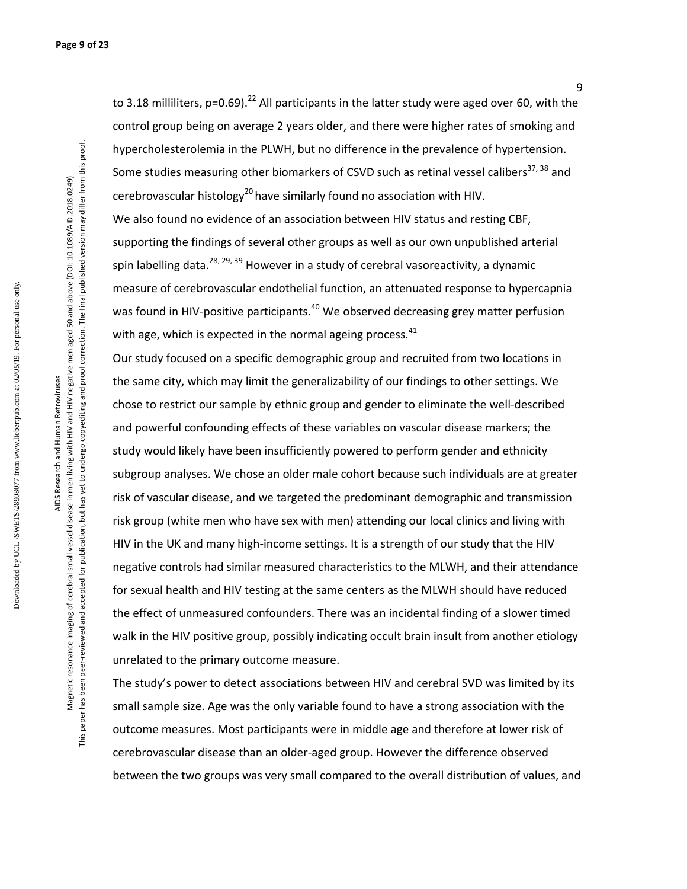to 3.18 milliliters, p=0.69).[22] All participants in the latter study were aged over 60, with the control group being on average 2 years older, and there were higher rates of smoking and hypercholesterolemia in the PLWH, but no difference in the prevalence of hypertension. Some studies measuring other biomarkers of CSVD such as retinal vessel calibers[37, 38] and cerebrovascular histology[20] have similarly found no association with HIV.

We also found no evidence of an association between HIV status and resting CBF, supporting the findings of several other groups as well as our own unpublished arterial spin labelling data.[28, 29, 39] However in a study of cerebral vasoreactivity, a dynamic measure of cerebrovascular endothelial function, an attenuated response to hypercapnia was found in HIV-positive participants.[40] We observed decreasing grey matter perfusion with age, which is expected in the normal ageing process.[41]

Our study focused on a specific demographic group and recruited from two locations in the same city, which may limit the generalizability of our findings to other settings. We chose to restrict our sample by ethnic group and gender to eliminate the well-described and powerful confounding effects of these variables on vascular disease markers; the study would likely have been insufficiently powered to perform gender and ethnicity subgroup analyses. We chose an older male cohort because such individuals are at greater risk of vascular disease, and we targeted the predominant demographic and transmission risk group (white men who have sex with men) attending our local clinics and living with HIV in the UK and many high-income settings. It is a strength of our study that the HIV negative controls had similar measured characteristics to the MLWH, and their attendance for sexual health and HIV testing at the same centers as the MLWH should have reduced the effect of unmeasured confounders. There was an incidental finding of a slower timed walk in the HIV positive group, possibly indicating occult brain insult from another etiology unrelated to the primary outcome measure.

The study's power to detect associations between HIV and cerebral SVD was limited by its small sample size. Age was the only variable found to have a strong association with the outcome measures. Most participants were in middle age and therefore at lower risk of cerebrovascular disease than an older-aged group. However the difference observed between the two groups was very small compared to the overall distribution of values, and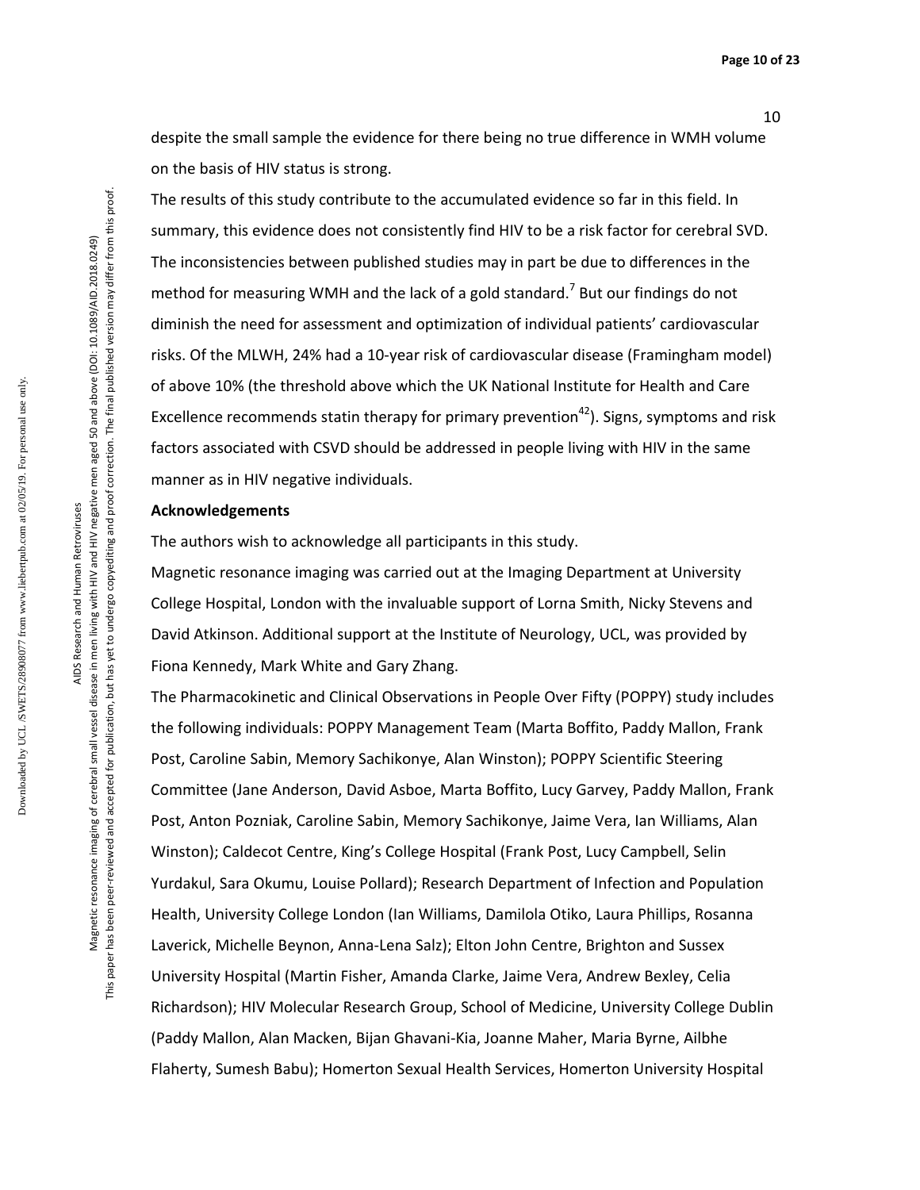despite the small sample the evidence for there being no true difference in WMH volume on the basis of HIV status is strong.

The results of this study contribute to the accumulated evidence so far in this field. In summary, this evidence does not consistently find HIV to be a risk factor for cerebral SVD. The inconsistencies between published studies may in part be due to differences in the method for measuring WMH and the lack of a gold standard.[7] But our findings do not diminish the need for assessment and optimization of individual patients' cardiovascular risks. Of the MLWH, 24% had a 10-year risk of cardiovascular disease (Framingham model) of above 10% (the threshold above which the UK National Institute for Health and Care Excellence recommends statin therapy for primary prevention[42]). Signs, symptoms and risk factors associated with CSVD should be addressed in people living with HIV in the same manner as in HIV negative individuals.

**Acknowledgements**

The authors wish to acknowledge all participants in this study.

Magnetic resonance imaging was carried out at the Imaging Department at University College Hospital, London with the invaluable support of Lorna Smith, Nicky Stevens and David Atkinson. Additional support at the Institute of Neurology, UCL, was provided by Fiona Kennedy, Mark White and Gary Zhang.

The Pharmacokinetic and Clinical Observations in People Over Fifty (POPPY) study includes the following individuals: POPPY Management Team (Marta Boffito, Paddy Mallon, Frank Post, Caroline Sabin, Memory Sachikonye, Alan Winston); POPPY Scientific Steering Committee (Jane Anderson, David Asboe, Marta Boffito, Lucy Garvey, Paddy Mallon, Frank Post, Anton Pozniak, Caroline Sabin, Memory Sachikonye, Jaime Vera, Ian Williams, Alan Winston); Caldecot Centre, King's College Hospital (Frank Post, Lucy Campbell, Selin Yurdakul, Sara Okumu, Louise Pollard); Research Department of Infection and Population Health, University College London (Ian Williams, Damilola Otiko, Laura Phillips, Rosanna Laverick, Michelle Beynon, Anna-Lena Salz); Elton John Centre, Brighton and Sussex University Hospital (Martin Fisher, Amanda Clarke, Jaime Vera, Andrew Bexley, Celia Richardson); HIV Molecular Research Group, School of Medicine, University College Dublin (Paddy Mallon, Alan Macken, Bijan Ghavani-Kia, Joanne Maher, Maria Byrne, Ailbhe Flaherty, Sumesh Babu); Homerton Sexual Health Services, Homerton University Hospital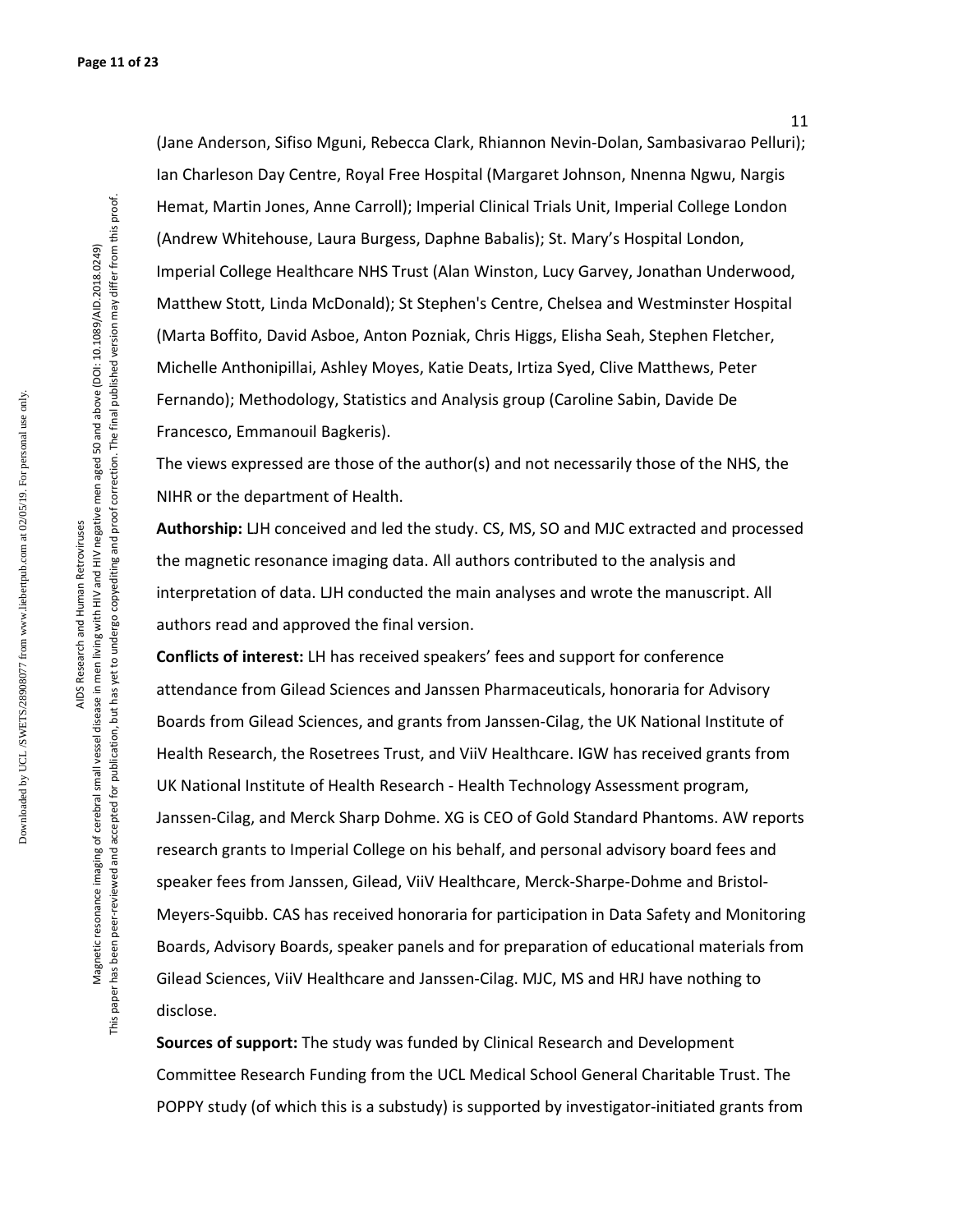(Jane Anderson, Sifiso Mguni, Rebecca Clark, Rhiannon Nevin-Dolan, Sambasivarao Pelluri); Ian Charleson Day Centre, Royal Free Hospital (Margaret Johnson, Nnenna Ngwu, Nargis Hemat, Martin Jones, Anne Carroll); Imperial Clinical Trials Unit, Imperial College London (Andrew Whitehouse, Laura Burgess, Daphne Babalis); St. Mary's Hospital London, Imperial College Healthcare NHS Trust (Alan Winston, Lucy Garvey, Jonathan Underwood, Matthew Stott, Linda McDonald); St Stephen's Centre, Chelsea and Westminster Hospital (Marta Boffito, David Asboe, Anton Pozniak, Chris Higgs, Elisha Seah, Stephen Fletcher, Michelle Anthonipillai, Ashley Moyes, Katie Deats, Irtiza Syed, Clive Matthews, Peter Fernando); Methodology, Statistics and Analysis group (Caroline Sabin, Davide De Francesco, Emmanouil Bagkeris).

The views expressed are those of the author(s) and not necessarily those of the NHS, the NIHR or the department of Health.

**Authorship:** LJH conceived and led the study. CS, MS, SO and MJC extracted and processed the magnetic resonance imaging data. All authors contributed to the analysis and interpretation of data. LJH conducted the main analyses and wrote the manuscript. All authors read and approved the final version.

**Conflicts of interest:** LH has received speakers' fees and support for conference attendance from Gilead Sciences and Janssen Pharmaceuticals, honoraria for Advisory Boards from Gilead Sciences, and grants from Janssen-Cilag, the UK National Institute of Health Research, the Rosetrees Trust, and ViiV Healthcare. IGW has received grants from UK National Institute of Health Research - Health Technology Assessment program, Janssen-Cilag, and Merck Sharp Dohme. XG is CEO of Gold Standard Phantoms. AW reports research grants to Imperial College on his behalf, and personal advisory board fees and speaker fees from Janssen, Gilead, ViiV Healthcare, Merck-Sharpe-Dohme and Bristol-Meyers-Squibb. CAS has received honoraria for participation in Data Safety and Monitoring Boards, Advisory Boards, speaker panels and for preparation of educational materials from Gilead Sciences, ViiV Healthcare and Janssen-Cilag. MJC, MS and HRJ have nothing to disclose.

**Sources of support:** The study was funded by Clinical Research and Development Committee Research Funding from the UCL Medical School General Charitable Trust. The POPPY study (of which this is a substudy) is supported by investigator-initiated grants from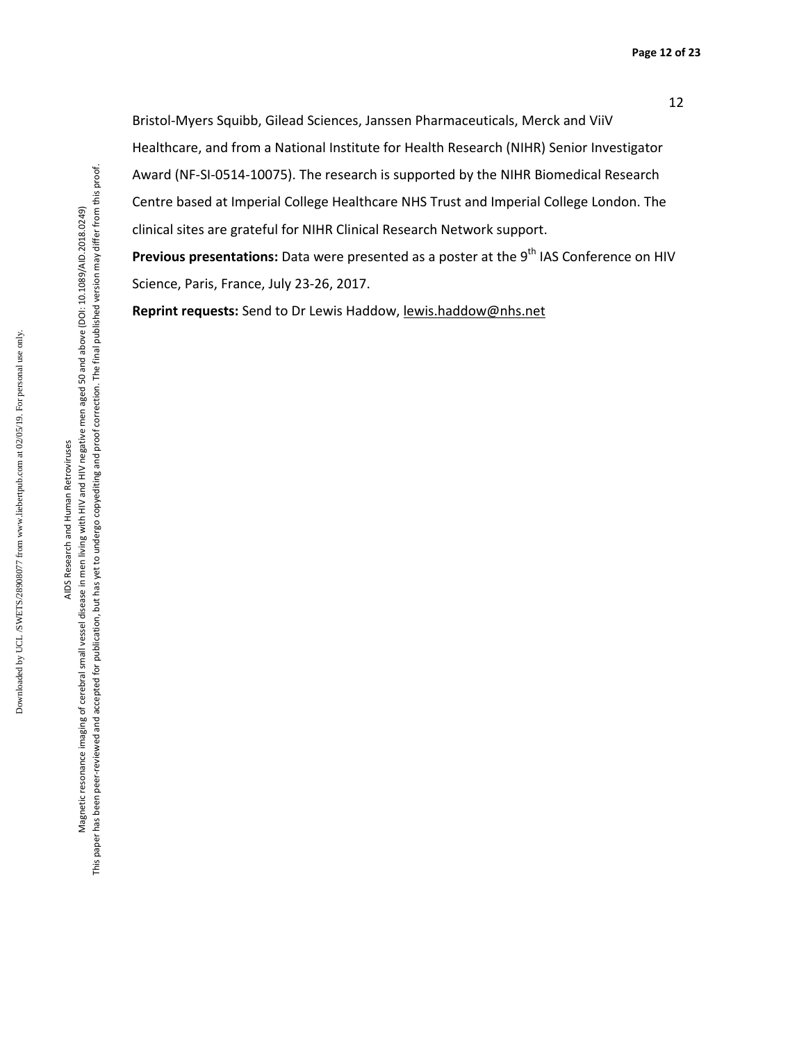Bristol-Myers Squibb, Gilead Sciences, Janssen Pharmaceuticals, Merck and ViiV Healthcare, and from a National Institute for Health Research (NIHR) Senior Investigator Award (NF-SI-0514-10075). The research is supported by the NIHR Biomedical Research Centre based at Imperial College Healthcare NHS Trust and Imperial College London. The clinical sites are grateful for NIHR Clinical Research Network support.

**Previous presentations:** Data were presented as a poster at the 9th IAS Conference on HIV Science, Paris, France, July 23-26, 2017.

**Reprint requests:** Send to Dr Lewis Haddow, lewis.haddow@nhs.net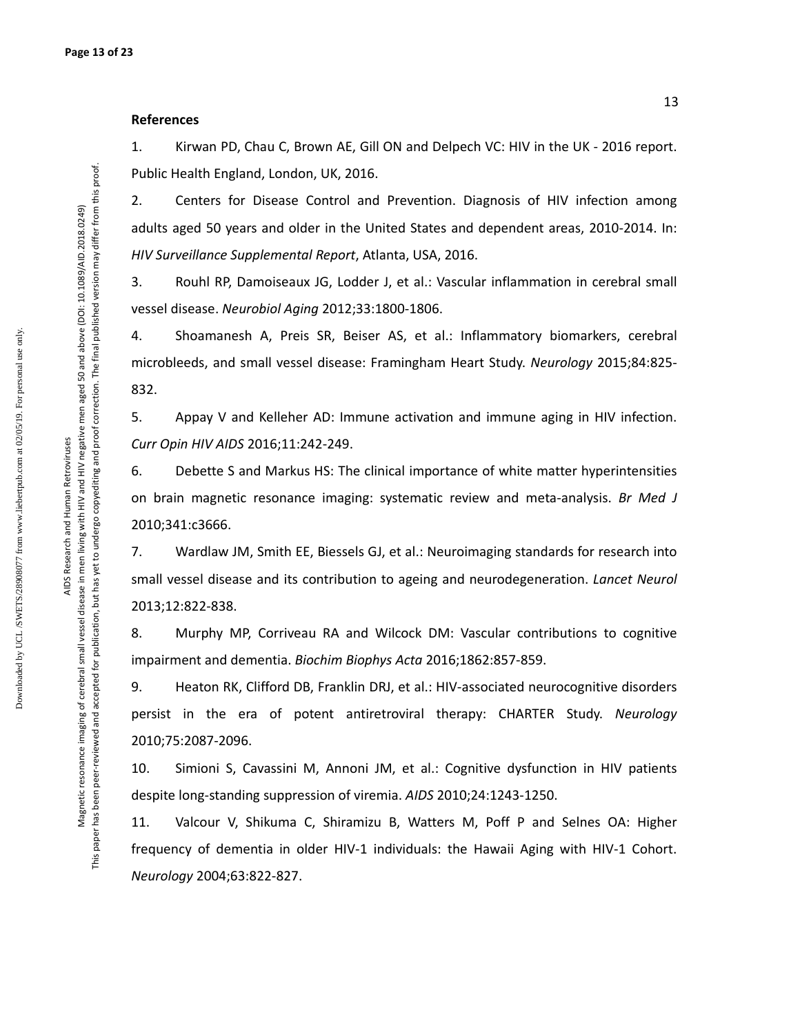**References**

1. Kirwan PD, Chau C, Brown AE, Gill ON and Delpech VC: HIV in the UK - 2016 report. Public Health England, London, UK, 2016.

2. Centers for Disease Control and Prevention. Diagnosis of HIV infection among adults aged 50 years and older in the United States and dependent areas, 2010-2014. In: *HIV Surveillance Supplemental Report*, Atlanta, USA, 2016.

3. Rouhl RP, Damoiseaux JG, Lodder J, et al.: Vascular inflammation in cerebral small vessel disease. *Neurobiol Aging* 2012;33:1800-1806.

4. Shoamanesh A, Preis SR, Beiser AS, et al.: Inflammatory biomarkers, cerebral microbleeds, and small vessel disease: Framingham Heart Study. *Neurology* 2015;84:825-832.

5. Appay V and Kelleher AD: Immune activation and immune aging in HIV infection. *Curr Opin HIV AIDS* 2016;11:242-249.

6. Debette S and Markus HS: The clinical importance of white matter hyperintensities on brain magnetic resonance imaging: systematic review and meta-analysis. *Br Med J* 2010;341:c3666.

7. Wardlaw JM, Smith EE, Biessels GJ, et al.: Neuroimaging standards for research into small vessel disease and its contribution to ageing and neurodegeneration. *Lancet Neurol* 2013;12:822-838.

8. Murphy MP, Corriveau RA and Wilcock DM: Vascular contributions to cognitive impairment and dementia. *Biochim Biophys Acta* 2016;1862:857-859.

9. Heaton RK, Clifford DB, Franklin DRJ, et al.: HIV-associated neurocognitive disorders persist in the era of potent antiretroviral therapy: CHARTER Study. *Neurology* 2010;75:2087-2096.

10. Simioni S, Cavassini M, Annoni JM, et al.: Cognitive dysfunction in HIV patients despite long-standing suppression of viremia. *AIDS* 2010;24:1243-1250.

11. Valcour V, Shikuma C, Shiramizu B, Watters M, Poff P and Selnes OA: Higher frequency of dementia in older HIV-1 individuals: the Hawaii Aging with HIV-1 Cohort. *Neurology* 2004;63:822-827.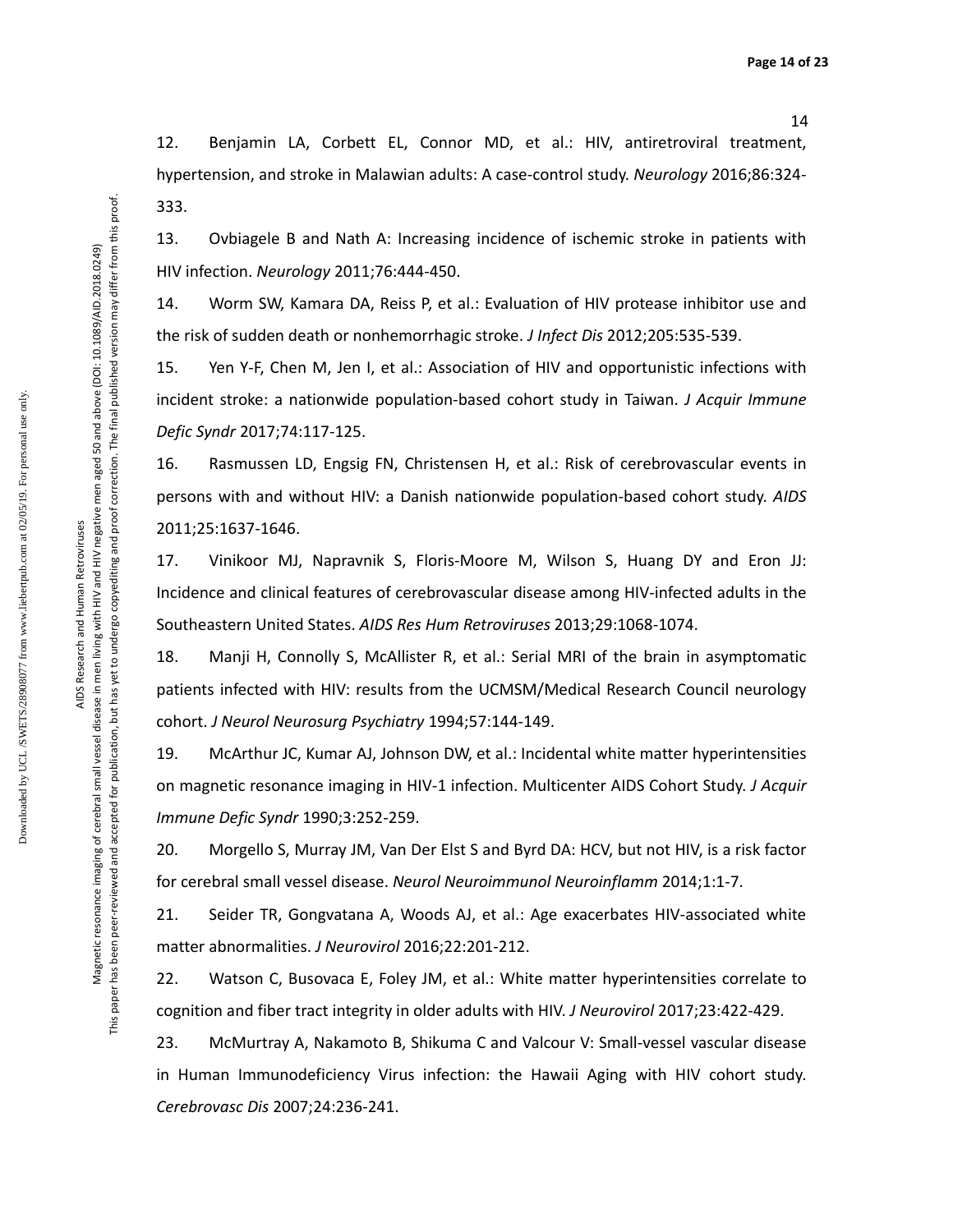12. Benjamin LA, Corbett EL, Connor MD, et al.: HIV, antiretroviral treatment, hypertension, and stroke in Malawian adults: A case-control study. *Neurology* 2016;86:324-333.

13. Ovbiagele B and Nath A: Increasing incidence of ischemic stroke in patients with HIV infection. *Neurology* 2011;76:444-450.

14. Worm SW, Kamara DA, Reiss P, et al.: Evaluation of HIV protease inhibitor use and the risk of sudden death or nonhemorrhagic stroke. *J Infect Dis* 2012;205:535-539.

15. Yen Y-F, Chen M, Jen I, et al.: Association of HIV and opportunistic infections with incident stroke: a nationwide population-based cohort study in Taiwan. *J Acquir Immune Defic Syndr* 2017;74:117-125.

16. Rasmussen LD, Engsig FN, Christensen H, et al.: Risk of cerebrovascular events in persons with and without HIV: a Danish nationwide population-based cohort study. *AIDS* 2011;25:1637-1646.

17. Vinikoor MJ, Napravnik S, Floris-Moore M, Wilson S, Huang DY and Eron JJ: Incidence and clinical features of cerebrovascular disease among HIV-infected adults in the Southeastern United States. *AIDS Res Hum Retroviruses* 2013;29:1068-1074.

18. Manji H, Connolly S, McAllister R, et al.: Serial MRI of the brain in asymptomatic patients infected with HIV: results from the UCMSM/Medical Research Council neurology cohort. *J Neurol Neurosurg Psychiatry* 1994;57:144-149.

19. McArthur JC, Kumar AJ, Johnson DW, et al.: Incidental white matter hyperintensities on magnetic resonance imaging in HIV-1 infection. Multicenter AIDS Cohort Study. *J Acquir Immune Defic Syndr* 1990;3:252-259.

20. Morgello S, Murray JM, Van Der Elst S and Byrd DA: HCV, but not HIV, is a risk factor for cerebral small vessel disease. *Neurol Neuroimmunol Neuroinflamm* 2014;1:1-7.

21. Seider TR, Gongvatana A, Woods AJ, et al.: Age exacerbates HIV-associated white matter abnormalities. *J Neurovirol* 2016;22:201-212.

22. Watson C, Busovaca E, Foley JM, et al.: White matter hyperintensities correlate to cognition and fiber tract integrity in older adults with HIV. *J Neurovirol* 2017;23:422-429.

23. McMurtray A, Nakamoto B, Shikuma C and Valcour V: Small-vessel vascular disease in Human Immunodeficiency Virus infection: the Hawaii Aging with HIV cohort study. *Cerebrovasc Dis* 2007;24:236-241.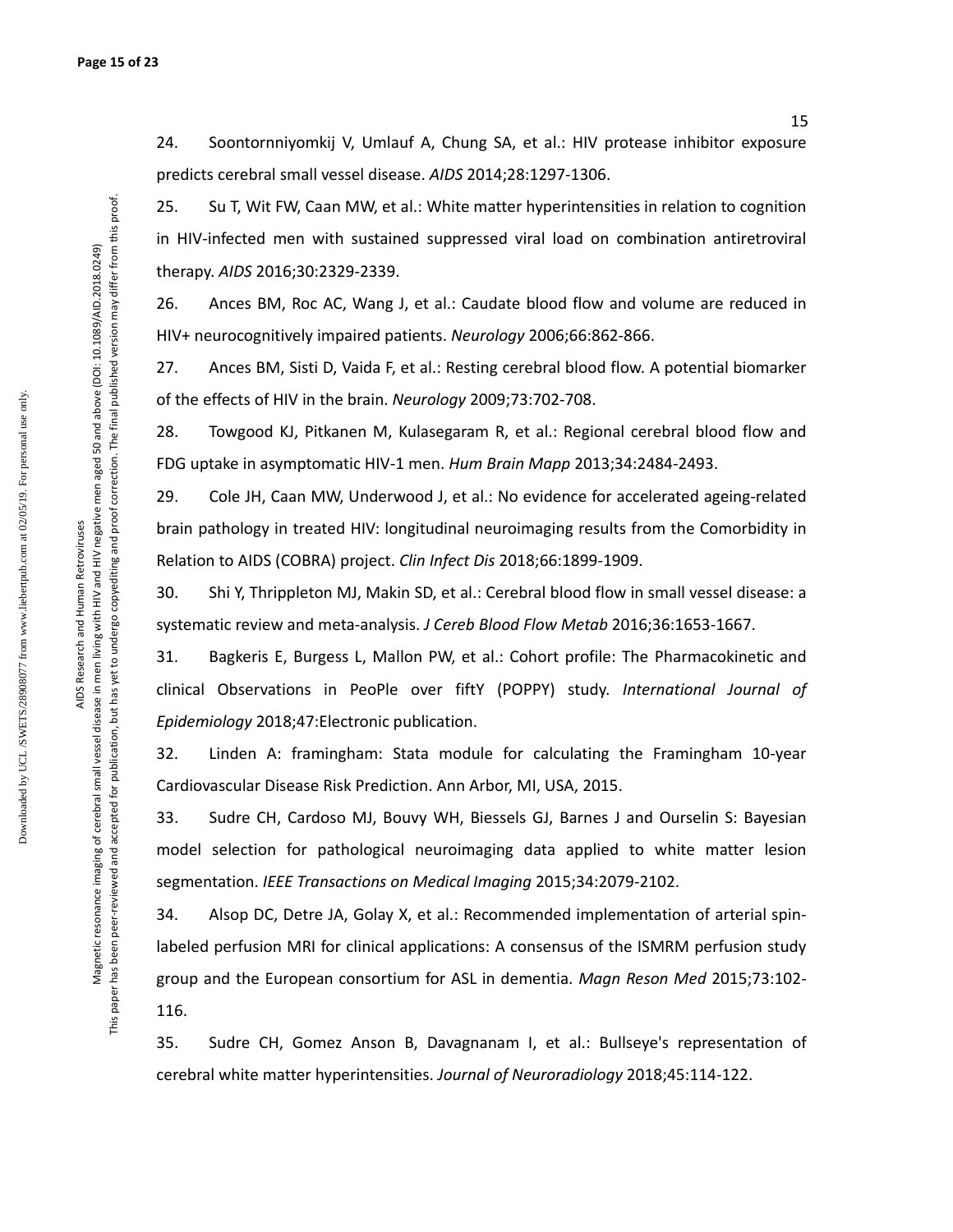24. Soontornniyomkij V, Umlauf A, Chung SA, et al.: HIV protease inhibitor exposure predicts cerebral small vessel disease. *AIDS* 2014;28:1297-1306.

25. Su T, Wit FW, Caan MW, et al.: White matter hyperintensities in relation to cognition in HIV-infected men with sustained suppressed viral load on combination antiretroviral therapy. *AIDS* 2016;30:2329-2339.

26. Ances BM, Roc AC, Wang J, et al.: Caudate blood flow and volume are reduced in HIV+ neurocognitively impaired patients. *Neurology* 2006;66:862-866.

27. Ances BM, Sisti D, Vaida F, et al.: Resting cerebral blood flow. A potential biomarker of the effects of HIV in the brain. *Neurology* 2009;73:702-708.

28. Towgood KJ, Pitkanen M, Kulasegaram R, et al.: Regional cerebral blood flow and FDG uptake in asymptomatic HIV-1 men. *Hum Brain Mapp* 2013;34:2484-2493.

29. Cole JH, Caan MW, Underwood J, et al.: No evidence for accelerated ageing-related brain pathology in treated HIV: longitudinal neuroimaging results from the Comorbidity in Relation to AIDS (COBRA) project. *Clin Infect Dis* 2018;66:1899-1909.

30. Shi Y, Thrippleton MJ, Makin SD, et al.: Cerebral blood flow in small vessel disease: a systematic review and meta-analysis. *J Cereb Blood Flow Metab* 2016;36:1653-1667.

31. Bagkeris E, Burgess L, Mallon PW, et al.: Cohort profile: The Pharmacokinetic and clinical Observations in PeoPle over fiftY (POPPY) study. *International Journal of Epidemiology* 2018;47:Electronic publication.

32. Linden A: framingham: Stata module for calculating the Framingham 10-year Cardiovascular Disease Risk Prediction. Ann Arbor, MI, USA, 2015.

33. Sudre CH, Cardoso MJ, Bouvy WH, Biessels GJ, Barnes J and Ourselin S: Bayesian model selection for pathological neuroimaging data applied to white matter lesion segmentation. *IEEE Transactions on Medical Imaging* 2015;34:2079-2102.

34. Alsop DC, Detre JA, Golay X, et al.: Recommended implementation of arterial spin-labeled perfusion MRI for clinical applications: A consensus of the ISMRM perfusion study group and the European consortium for ASL in dementia. *Magn Reson Med* 2015;73:102-116.

35. Sudre CH, Gomez Anson B, Davagnanam I, et al.: Bullseye's representation of cerebral white matter hyperintensities. *Journal of Neuroradiology* 2018;45:114-122.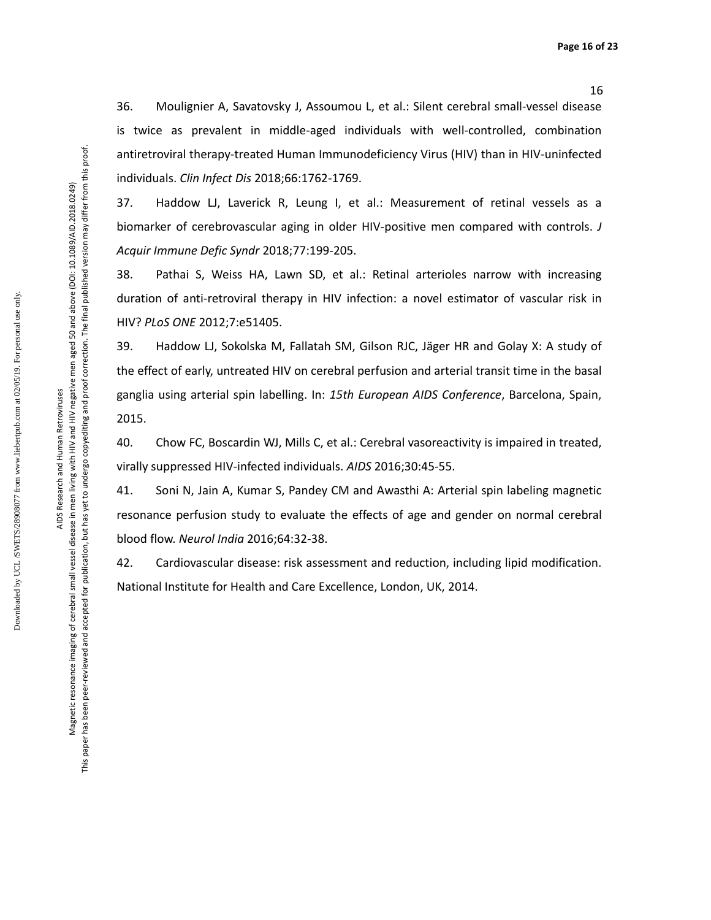36. Moulignier A, Savatovsky J, Assoumou L, et al.: Silent cerebral small-vessel disease is twice as prevalent in middle-aged individuals with well-controlled, combination antiretroviral therapy-treated Human Immunodeficiency Virus (HIV) than in HIV-uninfected individuals. *Clin Infect Dis* 2018;66:1762-1769.

37. Haddow LJ, Laverick R, Leung I, et al.: Measurement of retinal vessels as a biomarker of cerebrovascular aging in older HIV-positive men compared with controls. *J Acquir Immune Defic Syndr* 2018;77:199-205.

38. Pathai S, Weiss HA, Lawn SD, et al.: Retinal arterioles narrow with increasing duration of anti-retroviral therapy in HIV infection: a novel estimator of vascular risk in HIV? *PLoS ONE* 2012;7:e51405.

39. Haddow LJ, Sokolska M, Fallatah SM, Gilson RJC, Jäger HR and Golay X: A study of the effect of early, untreated HIV on cerebral perfusion and arterial transit time in the basal ganglia using arterial spin labelling. In: *15th European AIDS Conference*, Barcelona, Spain, 2015.

40. Chow FC, Boscardin WJ, Mills C, et al.: Cerebral vasoreactivity is impaired in treated, virally suppressed HIV-infected individuals. *AIDS* 2016;30:45-55.

41. Soni N, Jain A, Kumar S, Pandey CM and Awasthi A: Arterial spin labeling magnetic resonance perfusion study to evaluate the effects of age and gender on normal cerebral blood flow. *Neurol India* 2016;64:32-38.

42. Cardiovascular disease: risk assessment and reduction, including lipid modification. National Institute for Health and Care Excellence, London, UK, 2014.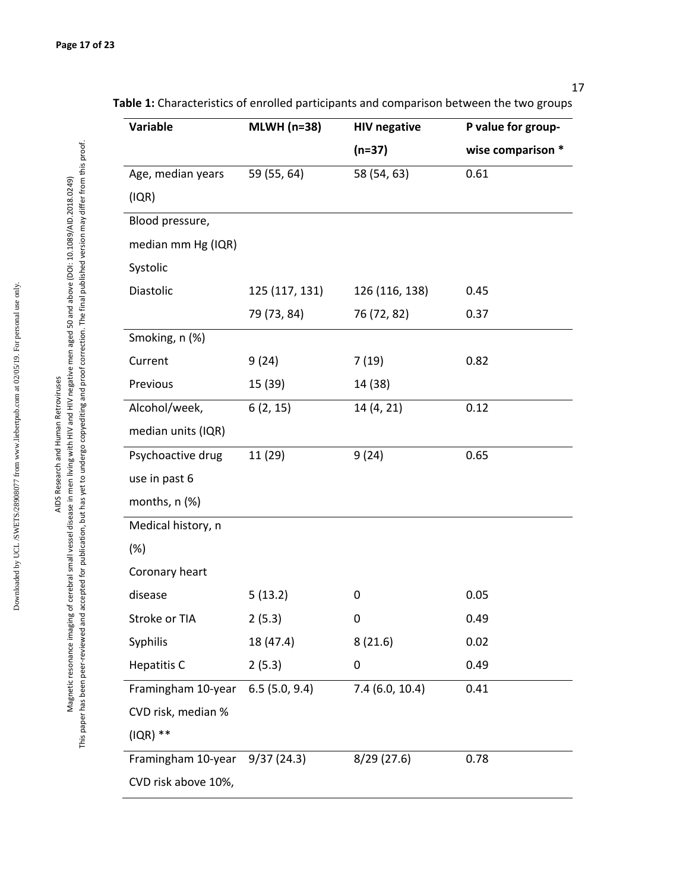**Table 1:** Characteristics of enrolled participants and comparison between the two groups

| Variable | MLWH (n=38) | HIV negative (n=37) | P value for group-wise comparison * |
|---|---|---|---|
| Age, median years (IQR) | 59 (55, 64) | 58 (54, 63) | 0.61 |
| Blood pressure, median mm Hg (IQR) | | | |
| Systolic | 125 (117, 131) | 126 (116, 138) | 0.45 |
| Diastolic | 79 (73, 84) | 76 (72, 82) | 0.37 |
| Smoking, n (%) | | | |
| Current | 9 (24) | 7 (19) | 0.82 |
| Previous | 15 (39) | 14 (38) | |
| Alcohol/week, median units (IQR) | 6 (2, 15) | 14 (4, 21) | 0.12 |
| Psychoactive drug use in past 6 months, n (%) | 11 (29) | 9 (24) | 0.65 |
| Medical history, n (%) | | | |
| Coronary heart disease | 5 (13.2) | 0 | 0.05 |
| Stroke or TIA | 2 (5.3) | 0 | 0.49 |
| Syphilis | 18 (47.4) | 8 (21.6) | 0.02 |
| Hepatitis C | 2 (5.3) | 0 | 0.49 |
| Framingham 10-year CVD risk, median % (IQR) ** | 6.5 (5.0, 9.4) | 7.4 (6.0, 10.4) | 0.41 |
| Framingham 10-year CVD risk above 10%, | 9/37 (24.3) | 8/29 (27.6) | 0.78 |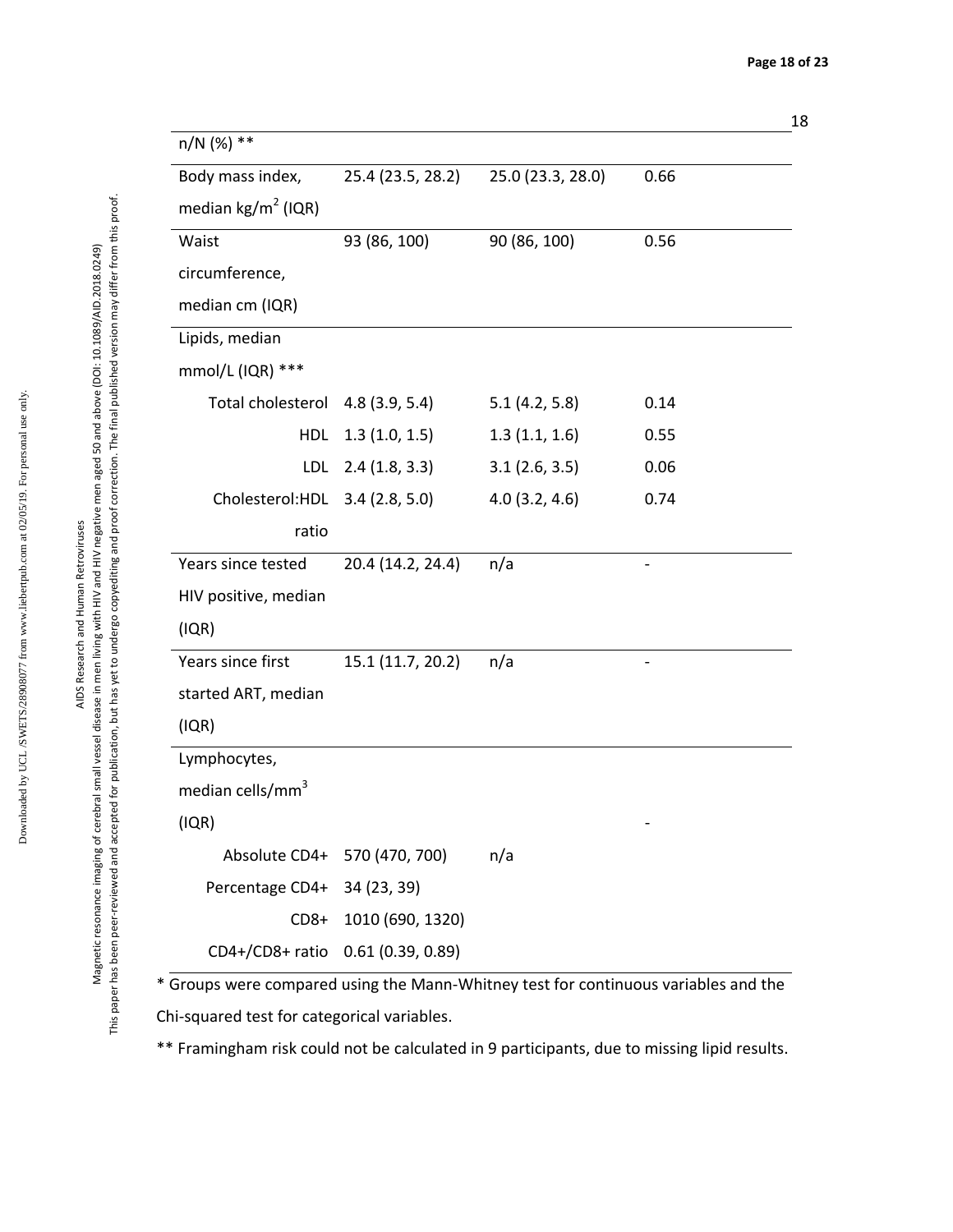| | | | |
|---|---|---|---|
| n/N (%) ** | | | |
| Body mass index, median kg/m$^2$ (IQR) | 25.4 (23.5, 28.2) | 25.0 (23.3, 28.0) | 0.66 |
| Waist circumference, median cm (IQR) | 93 (86, 100) | 90 (86, 100) | 0.56 |
| Lipids, median mmol/L (IQR) *** | | | |
| Total cholesterol | 4.8 (3.9, 5.4) | 5.1 (4.2, 5.8) | 0.14 |
| HDL | 1.3 (1.0, 1.5) | 1.3 (1.1, 1.6) | 0.55 |
| LDL | 2.4 (1.8, 3.3) | 3.1 (2.6, 3.5) | 0.06 |
| Cholesterol:HDL ratio | 3.4 (2.8, 5.0) | 4.0 (3.2, 4.6) | 0.74 |
| Years since tested HIV positive, median (IQR) | 20.4 (14.2, 24.4) | n/a | - |
| Years since first started ART, median (IQR) | 15.1 (11.7, 20.2) | n/a | - |
| Lymphocytes, median cells/mm$^3$ (IQR) | | | - |
| Absolute CD4+ | 570 (470, 700) | n/a | |
| Percentage CD4+ | 34 (23, 39) | | |
| CD8+ | 1010 (690, 1320) | | |
| CD4+/CD8+ ratio | 0.61 (0.39, 0.89) | | |

* Groups were compared using the Mann-Whitney test for continuous variables and the Chi-squared test for categorical variables.

** Framingham risk could not be calculated in 9 participants, due to missing lipid results.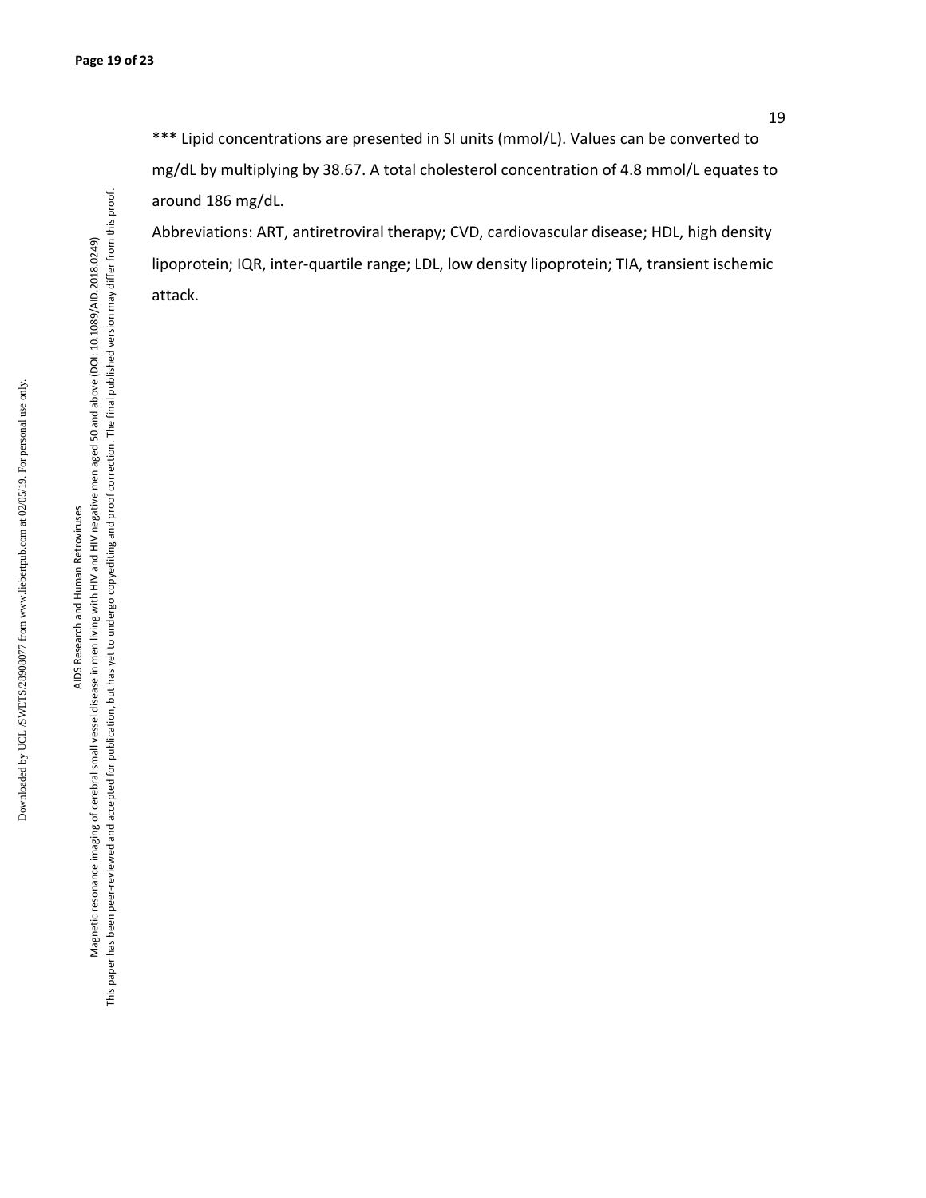*** Lipid concentrations are presented in SI units (mmol/L). Values can be converted to mg/dL by multiplying by 38.67. A total cholesterol concentration of 4.8 mmol/L equates to around 186 mg/dL.

Abbreviations: ART, antiretroviral therapy; CVD, cardiovascular disease; HDL, high density lipoprotein; IQR, inter-quartile range; LDL, low density lipoprotein; TIA, transient ischemic attack.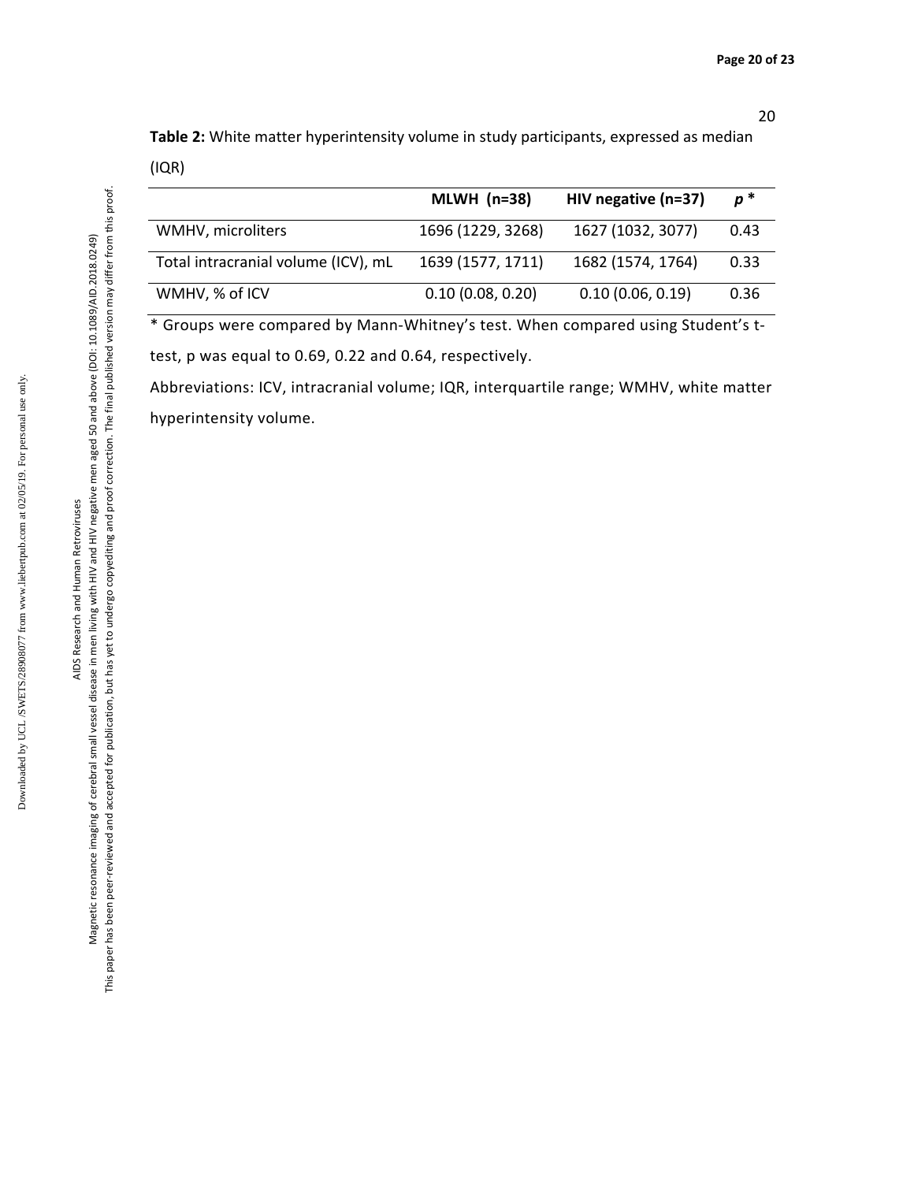**Table 2:** White matter hyperintensity volume in study participants, expressed as median (IQR)

| | MLWH (n=38) | HIV negative (n=37) | *p* * |
|---|---|---|---|
| WMHV, microliters | 1696 (1229, 3268) | 1627 (1032, 3077) | 0.43 |
| Total intracranial volume (ICV), mL | 1639 (1577, 1711) | 1682 (1574, 1764) | 0.33 |
| WMHV, % of ICV | 0.10 (0.08, 0.20) | 0.10 (0.06, 0.19) | 0.36 |

* Groups were compared by Mann-Whitney's test. When compared using Student's t-test, p was equal to 0.69, 0.22 and 0.64, respectively.

Abbreviations: ICV, intracranial volume; IQR, interquartile range; WMHV, white matter hyperintensity volume.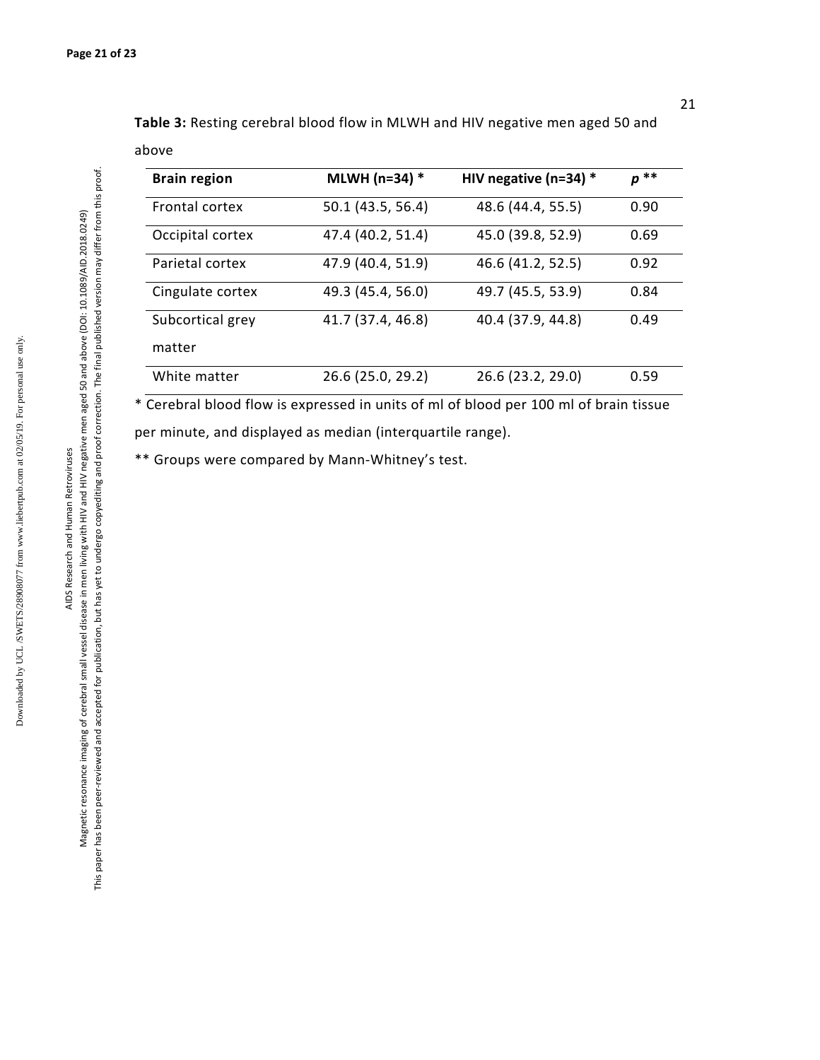**Table 3:** Resting cerebral blood flow in MLWH and HIV negative men aged 50 and above

| Brain region | MLWH (n=34) * | HIV negative (n=34) * | *p* ** |
|---|---|---|---|
| Frontal cortex | 50.1 (43.5, 56.4) | 48.6 (44.4, 55.5) | 0.90 |
| Occipital cortex | 47.4 (40.2, 51.4) | 45.0 (39.8, 52.9) | 0.69 |
| Parietal cortex | 47.9 (40.4, 51.9) | 46.6 (41.2, 52.5) | 0.92 |
| Cingulate cortex | 49.3 (45.4, 56.0) | 49.7 (45.5, 53.9) | 0.84 |
| Subcortical grey matter | 41.7 (37.4, 46.8) | 40.4 (37.9, 44.8) | 0.49 |
| White matter | 26.6 (25.0, 29.2) | 26.6 (23.2, 29.0) | 0.59 |

* Cerebral blood flow is expressed in units of ml of blood per 100 ml of brain tissue per minute, and displayed as median (interquartile range).

** Groups were compared by Mann-Whitney's test.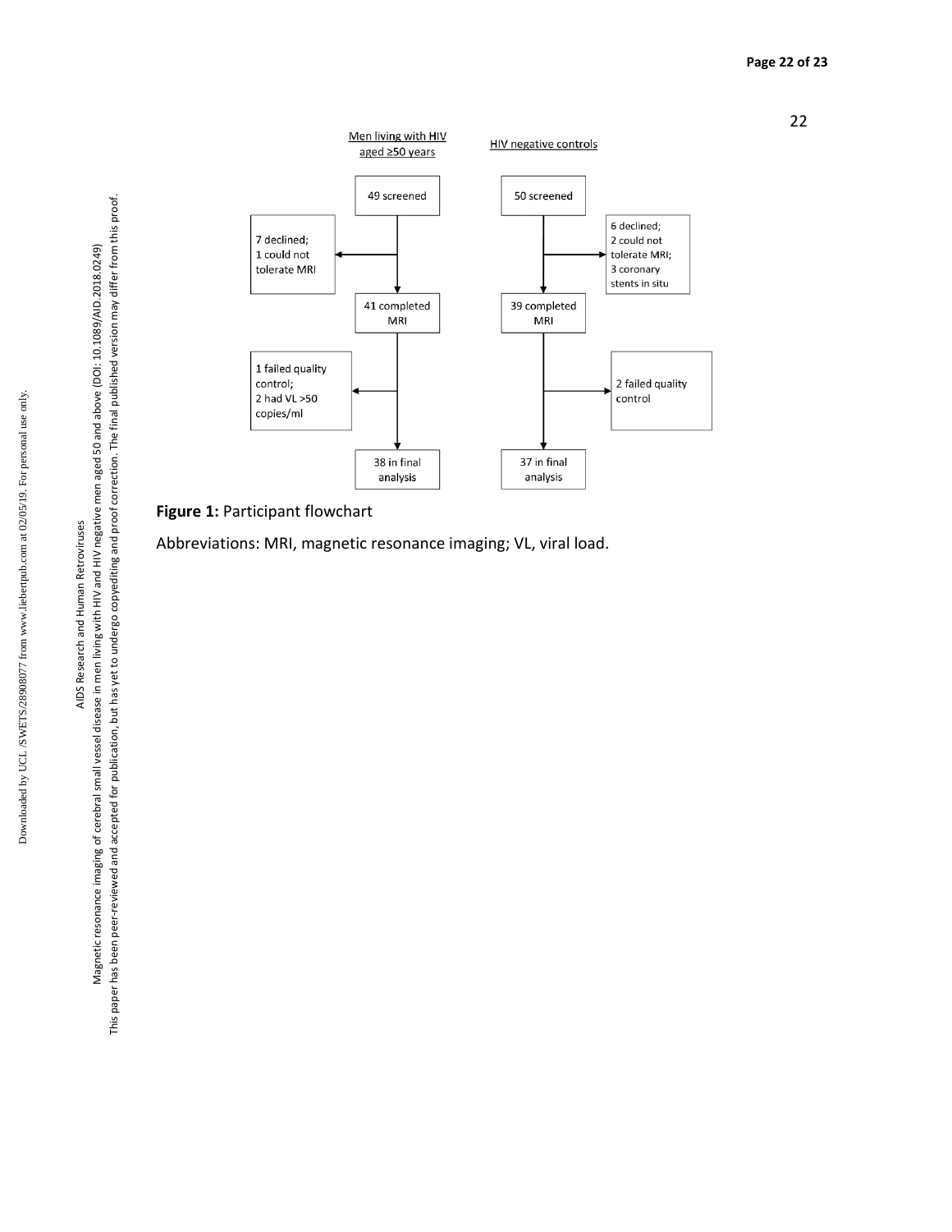Men living with HIV aged ≥50 years

HIV negative controls

49 screened

50 screened

7 declined; 1 could not tolerate MRI

6 declined; 2 could not tolerate MRI; 3 coronary stents in situ

41 completed MRI

39 completed MRI

1 failed quality control; 2 had VL >50 copies/ml

2 failed quality control

38 in final analysis

37 in final analysis

**Figure 1:** Participant flowchart

Abbreviations: MRI, magnetic resonance imaging; VL, viral load.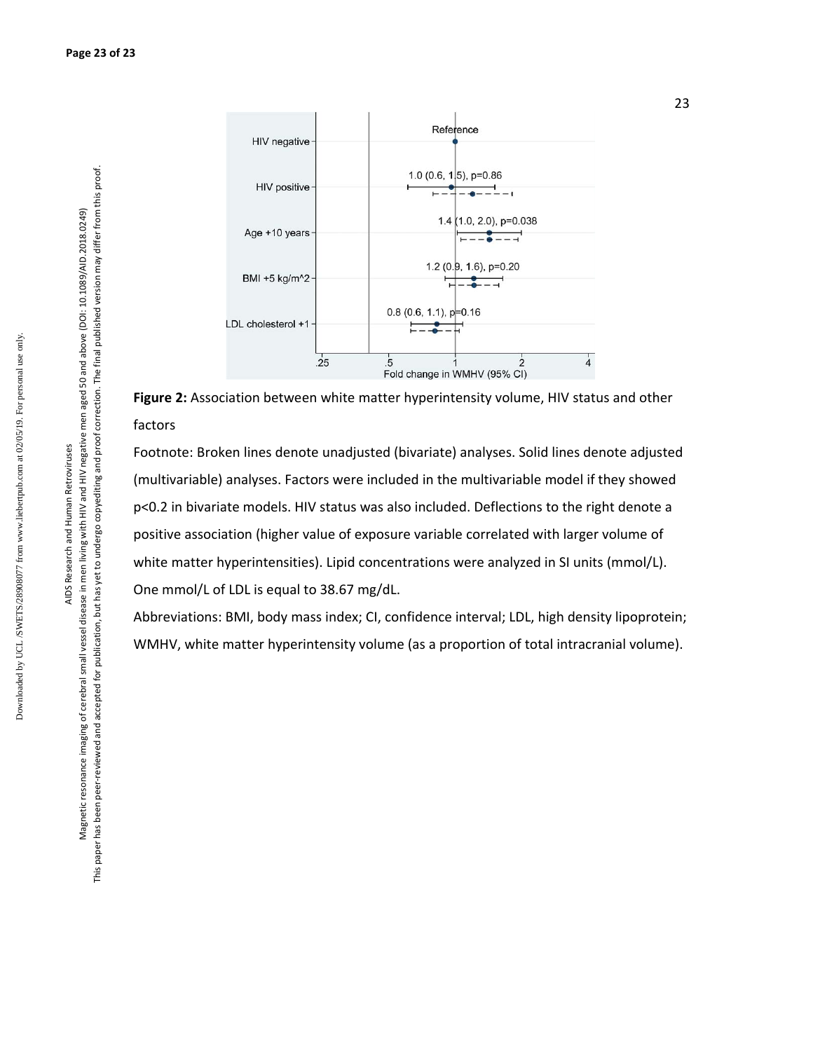Reference

HIV negative

HIV positive

1.0 (0.6, 1.5), p=0.86

Age +10 years

1.4 (1.0, 2.0), p=0.038

BMI +5 kg/m^2

1.2 (0.9, 1.6), p=0.20

LDL cholesterol +1

0.8 (0.6, 1.1), p=0.16

.25 .5 1 2 4

Fold change in WMHV (95% CI)

**Figure 2:** Association between white matter hyperintensity volume, HIV status and other factors

Footnote: Broken lines denote unadjusted (bivariate) analyses. Solid lines denote adjusted (multivariable) analyses. Factors were included in the multivariable model if they showed p<0.2 in bivariate models. HIV status was also included. Deflections to the right denote a positive association (higher value of exposure variable correlated with larger volume of white matter hyperintensities). Lipid concentrations were analyzed in SI units (mmol/L). One mmol/L of LDL is equal to 38.67 mg/dL.

Abbreviations: BMI, body mass index; CI, confidence interval; LDL, high density lipoprotein; WMHV, white matter hyperintensity volume (as a proportion of total intracranial volume).